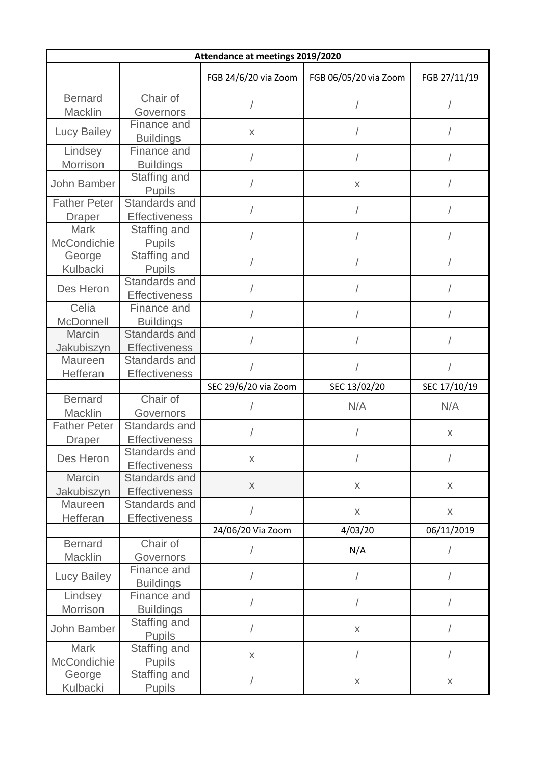| Attendance at meetings 2019/2020 | | | | |
|---|---|---|---|---|
| | | FGB 24/6/20 via Zoom | FGB 06/05/20 via Zoom | FGB 27/11/19 |
| Bernard Macklin | Chair of Governors | / | / | / |
| Lucy Bailey | Finance and Buildings | x | / | / |
| Lindsey Morrison | Finance and Buildings | / | / | / |
| John Bamber | Staffing and Pupils | / | x | / |
| Father Peter Draper | Standards and Effectiveness | / | / | / |
| Mark McCondichie | Staffing and Pupils | / | / | / |
| George Kulbacki | Staffing and Pupils | / | / | / |
| Des Heron | Standards and Effectiveness | / | / | / |
| Celia McDonnell | Finance and Buildings | / | / | / |
| Marcin Jakubiszyn | Standards and Effectiveness | / | / | / |
| Maureen Hefferan | Standards and Effectiveness | / | / | / |
| | | SEC 29/6/20 via Zoom | SEC 13/02/20 | SEC 17/10/19 |
| Bernard Macklin | Chair of Governors | / | N/A | N/A |
| Father Peter Draper | Standards and Effectiveness | / | / | x |
| Des Heron | Standards and Effectiveness | x | / | / |
| Marcin Jakubiszyn | Standards and Effectiveness | x | x | x |
| Maureen Hefferan | Standards and Effectiveness | / | x | x |
| | | 24/06/20 Via Zoom | 4/03/20 | 06/11/2019 |
| Bernard Macklin | Chair of Governors | / | N/A | / |
| Lucy Bailey | Finance and Buildings | / | / | / |
| Lindsey Morrison | Finance and Buildings | / | / | / |
| John Bamber | Staffing and Pupils | / | x | / |
| Mark McCondichie | Staffing and Pupils | x | / | / |
| George Kulbacki | Staffing and Pupils | / | x | x |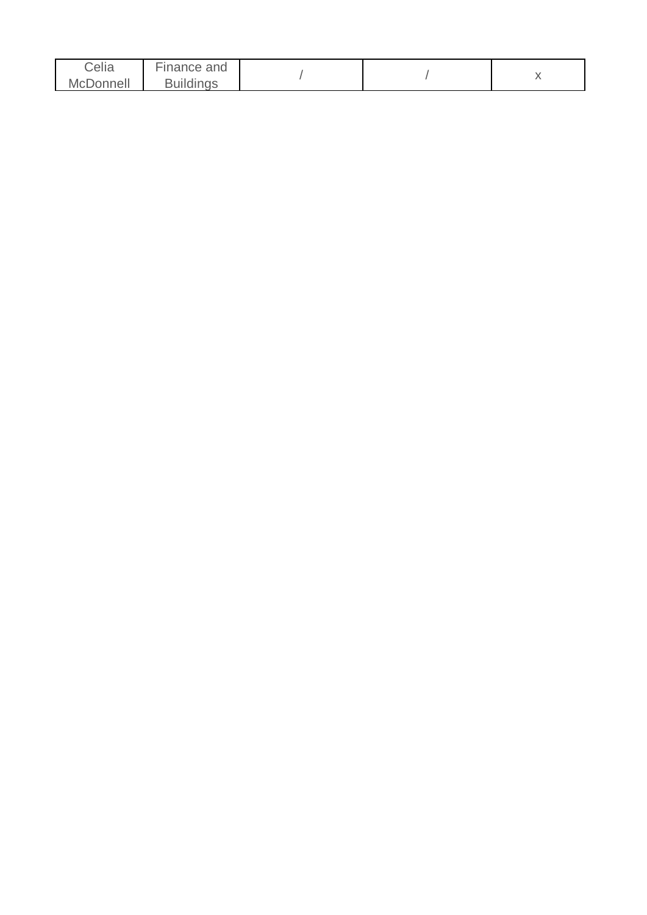| | | | | |
|---|---|---|---|---|
| Celia McDonnell | Finance and Buildings | / | / | x |